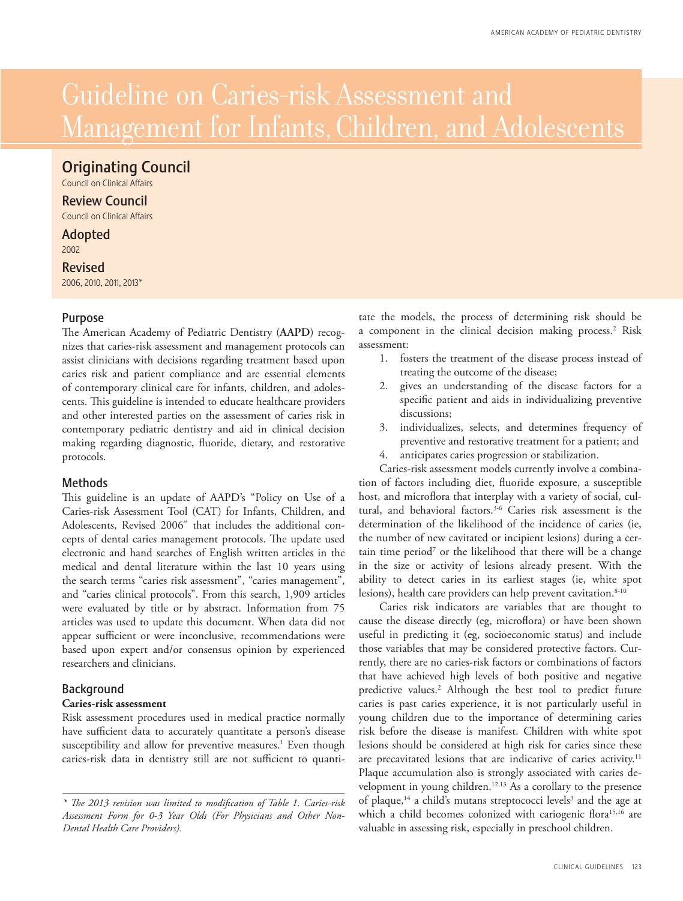# Guideline on Caries-risk Assessment and Management for Infants, Children, and Adolescents

## Originating Council

Council on Clinical Affairs

## Review Council

Council on Clinical Affairs

## Adopted

2002

## Revised

2006, 2010, 2011, 2013*

## Purpose

The American Academy of Pediatric Dentistry (**AAPD**) recognizes that caries-risk assessment and management protocols can assist clinicians with decisions regarding treatment based upon caries risk and patient compliance and are essential elements of contemporary clinical care for infants, children, and adolescents. This guideline is intended to educate healthcare providers and other interested parties on the assessment of caries risk in contemporary pediatric dentistry and aid in clinical decision making regarding diagnostic, fluoride, dietary, and restorative protocols.

## Methods

This guideline is an update of AAPD's "Policy on Use of a Caries-risk Assessment Tool (CAT) for Infants, Children, and Adolescents, Revised 2006" that includes the additional concepts of dental caries management protocols. The update used electronic and hand searches of English written articles in the medical and dental literature within the last 10 years using the search terms "caries risk assessment", "caries management", and "caries clinical protocols". From this search, 1,909 articles were evaluated by title or by abstract. Information from 75 articles was used to update this document. When data did not appear sufficient or were inconclusive, recommendations were based upon expert and/or consensus opinion by experienced researchers and clinicians.

## Background

### Caries-risk assessment

Risk assessment procedures used in medical practice normally have sufficient data to accurately quantitate a person's disease susceptibility and allow for preventive measures.[1] Even though caries-risk data in dentistry still are not sufficient to quantitate the models, the process of determining risk should be a component in the clinical decision making process.[2] Risk assessment:

1. fosters the treatment of the disease process instead of treating the outcome of the disease;
2. gives an understanding of the disease factors for a specific patient and aids in individualizing preventive discussions;
3. individualizes, selects, and determines frequency of preventive and restorative treatment for a patient; and
4. anticipates caries progression or stabilization.

Caries-risk assessment models currently involve a combination of factors including diet, fluoride exposure, a susceptible host, and microflora that interplay with a variety of social, cultural, and behavioral factors.[3-6] Caries risk assessment is the determination of the likelihood of the incidence of caries (ie, the number of new cavitated or incipient lesions) during a certain time period[7] or the likelihood that there will be a change in the size or activity of lesions already present. With the ability to detect caries in its earliest stages (ie, white spot lesions), health care providers can help prevent cavitation.[8-10]

Caries risk indicators are variables that are thought to cause the disease directly (eg, microflora) or have been shown useful in predicting it (eg, socioeconomic status) and include those variables that may be considered protective factors. Currently, there are no caries-risk factors or combinations of factors that have achieved high levels of both positive and negative predictive values.[2] Although the best tool to predict future caries is past caries experience, it is not particularly useful in young children due to the importance of determining caries risk before the disease is manifest. Children with white spot lesions should be considered at high risk for caries since these are precavitated lesions that are indicative of caries activity.[11] Plaque accumulation also is strongly associated with caries development in young children.[12,13] As a corollary to the presence of plaque,[14] a child's mutans streptococci levels[3] and the age at which a child becomes colonized with cariogenic flora[15,16] are valuable in assessing risk, especially in preschool children.

---

*\* The 2013 revision was limited to modification of Table 1. Caries-risk Assessment Form for 0-3 Year Olds (For Physicians and Other Non-Dental Health Care Providers).*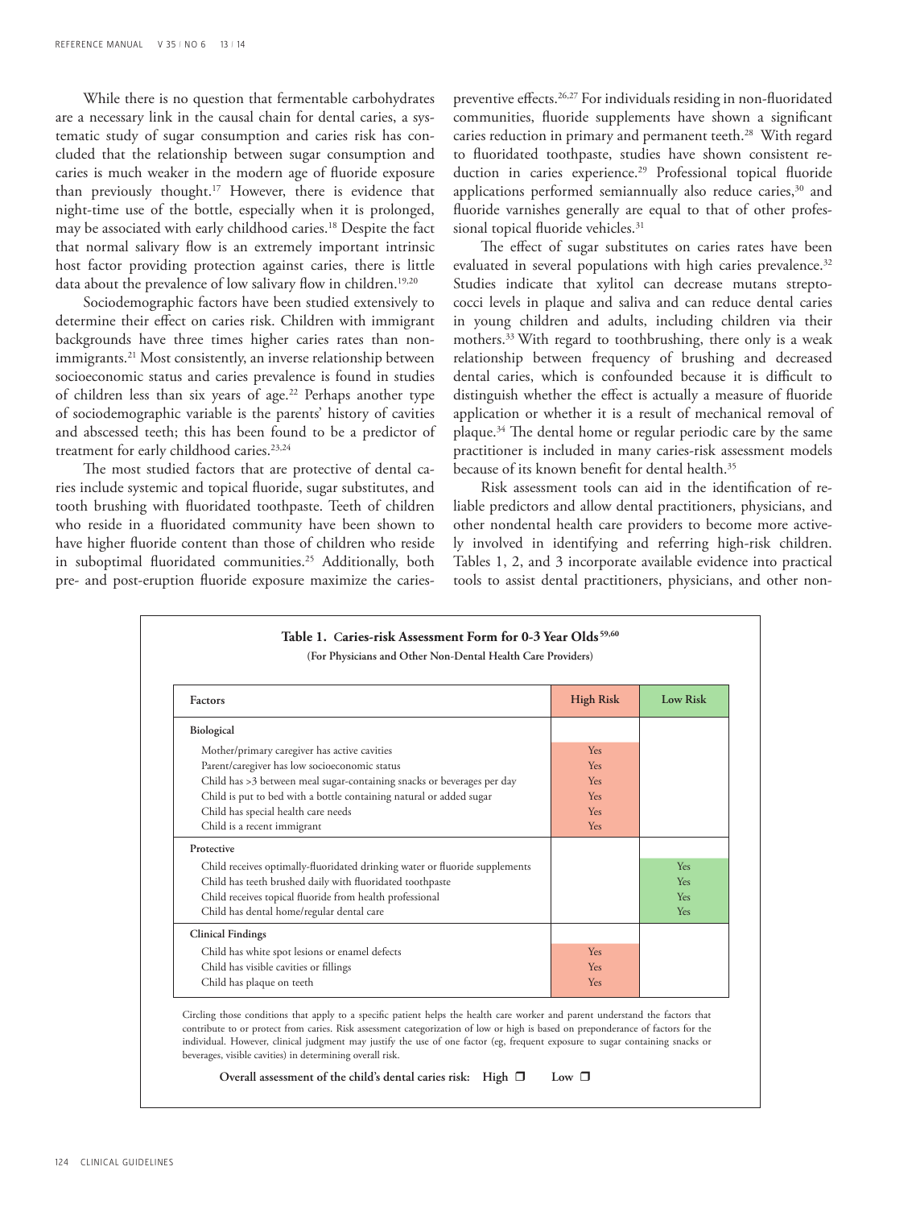While there is no question that fermentable carbohydrates are a necessary link in the causal chain for dental caries, a systematic study of sugar consumption and caries risk has concluded that the relationship between sugar consumption and caries is much weaker in the modern age of fluoride exposure than previously thought.[17] However, there is evidence that night-time use of the bottle, especially when it is prolonged, may be associated with early childhood caries.[18] Despite the fact that normal salivary flow is an extremely important intrinsic host factor providing protection against caries, there is little data about the prevalence of low salivary flow in children.[19,20]

Sociodemographic factors have been studied extensively to determine their effect on caries risk. Children with immigrant backgrounds have three times higher caries rates than non-immigrants.[21] Most consistently, an inverse relationship between socioeconomic status and caries prevalence is found in studies of children less than six years of age.[22] Perhaps another type of sociodemographic variable is the parents' history of cavities and abscessed teeth; this has been found to be a predictor of treatment for early childhood caries.[23,24]

The most studied factors that are protective of dental caries include systemic and topical fluoride, sugar substitutes, and tooth brushing with fluoridated toothpaste. Teeth of children who reside in a fluoridated community have been shown to have higher fluoride content than those of children who reside in suboptimal fluoridated communities.[25] Additionally, both pre- and post-eruption fluoride exposure maximize the caries-preventive effects.[26,27] For individuals residing in non-fluoridated communities, fluoride supplements have shown a significant caries reduction in primary and permanent teeth.[28] With regard to fluoridated toothpaste, studies have shown consistent reduction in caries experience.[29] Professional topical fluoride applications performed semiannually also reduce caries,[30] and fluoride varnishes generally are equal to that of other professional topical fluoride vehicles.[31]

The effect of sugar substitutes on caries rates have been evaluated in several populations with high caries prevalence.[32] Studies indicate that xylitol can decrease mutans streptococci levels in plaque and saliva and can reduce dental caries in young children and adults, including children via their mothers.[33] With regard to toothbrushing, there only is a weak relationship between frequency of brushing and decreased dental caries, which is confounded because it is difficult to distinguish whether the effect is actually a measure of fluoride application or whether it is a result of mechanical removal of plaque.[34] The dental home or regular periodic care by the same practitioner is included in many caries-risk assessment models because of its known benefit for dental health.[35]

Risk assessment tools can aid in the identification of reliable predictors and allow dental practitioners, physicians, and other nondental health care providers to become more actively involved in identifying and referring high-risk children. Tables 1, 2, and 3 incorporate available evidence into practical tools to assist dental practitioners, physicians, and other non-

**Table 1. Caries-risk Assessment Form for 0-3 Year Olds[59,60]**
**(For Physicians and Other Non-Dental Health Care Providers)**

| Factors | High Risk | Low Risk |
|---|---|---|
| **Biological** | | |
| Mother/primary caregiver has active cavities | Yes | |
| Parent/caregiver has low socioeconomic status | Yes | |
| Child has >3 between meal sugar-containing snacks or beverages per day | Yes | |
| Child is put to bed with a bottle containing natural or added sugar | Yes | |
| Child has special health care needs | Yes | |
| Child is a recent immigrant | Yes | |
| **Protective** | | |
| Child receives optimally-fluoridated drinking water or fluoride supplements | | Yes |
| Child has teeth brushed daily with fluoridated toothpaste | | Yes |
| Child receives topical fluoride from health professional | | Yes |
| Child has dental home/regular dental care | | Yes |
| **Clinical Findings** | | |
| Child has white spot lesions or enamel defects | Yes | |
| Child has visible cavities or fillings | Yes | |
| Child has plaque on teeth | Yes | |

Circling those conditions that apply to a specific patient helps the health care worker and parent understand the factors that contribute to or protect from caries. Risk assessment categorization of low or high is based on preponderance of factors for the individual. However, clinical judgment may justify the use of one factor (eg, frequent exposure to sugar containing snacks or beverages, visible cavities) in determining overall risk.

**Overall assessment of the child's dental caries risk: High ☐ Low ☐**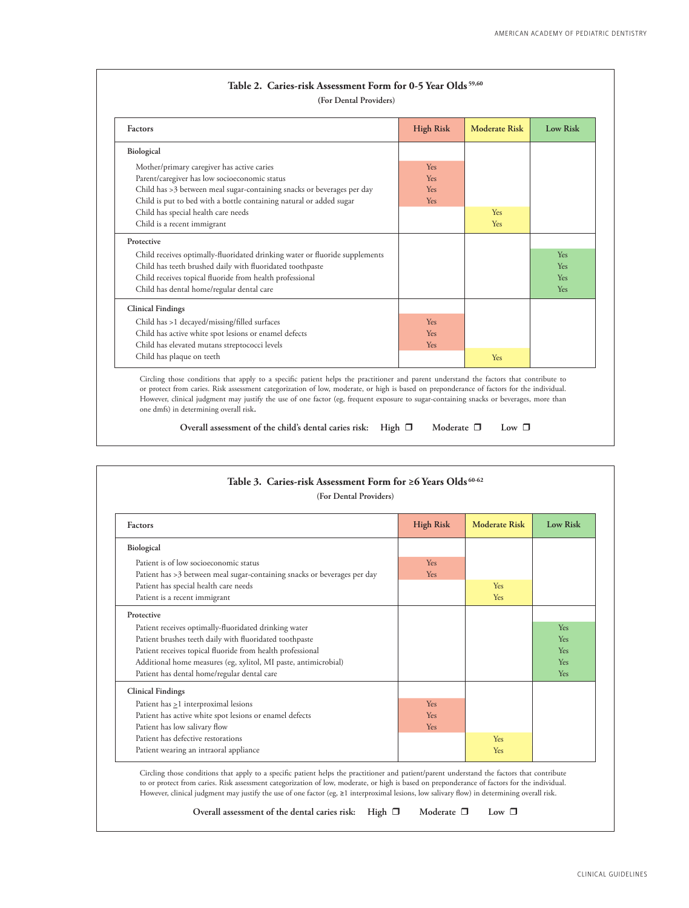## Table 2. Caries-risk Assessment Form for 0-5 Year Olds[59,60]

**(For Dental Providers)**

| Factors | High Risk | Moderate Risk | Low Risk |
|---|---|---|---|
| **Biological** | | | |
| Mother/primary caregiver has active caries | Yes | | |
| Parent/caregiver has low socioeconomic status | Yes | | |
| Child has >3 between meal sugar-containing snacks or beverages per day | Yes | | |
| Child is put to bed with a bottle containing natural or added sugar | Yes | | |
| Child has special health care needs | | Yes | |
| Child is a recent immigrant | | Yes | |
| **Protective** | | | |
| Child receives optimally-fluoridated drinking water or fluoride supplements | | | Yes |
| Child has teeth brushed daily with fluoridated toothpaste | | | Yes |
| Child receives topical fluoride from health professional | | | Yes |
| Child has dental home/regular dental care | | | Yes |
| **Clinical Findings** | | | |
| Child has >1 decayed/missing/filled surfaces | Yes | | |
| Child has active white spot lesions or enamel defects | Yes | | |
| Child has elevated mutans streptococci levels | Yes | | |
| Child has plaque on teeth | | Yes | |

Circling those conditions that apply to a specific patient helps the practitioner and parent understand the factors that contribute to or protect from caries. Risk assessment categorization of low, moderate, or high is based on preponderance of factors for the individual. However, clinical judgment may justify the use of one factor (eg, frequent exposure to sugar-containing snacks or beverages, more than one dmfs) in determining overall risk.

**Overall assessment of the child's dental caries risk: High ☐ Moderate ☐ Low ☐**

## Table 3. Caries-risk Assessment Form for ≥6 Years Olds[60-62]

**(For Dental Providers)**

| Factors | High Risk | Moderate Risk | Low Risk |
|---|---|---|---|
| **Biological** | | | |
| Patient is of low socioeconomic status | Yes | | |
| Patient has >3 between meal sugar-containing snacks or beverages per day | Yes | | |
| Patient has special health care needs | | Yes | |
| Patient is a recent immigrant | | Yes | |
| **Protective** | | | |
| Patient receives optimally-fluoridated drinking water | | | Yes |
| Patient brushes teeth daily with fluoridated toothpaste | | | Yes |
| Patient receives topical fluoride from health professional | | | Yes |
| Additional home measures (eg, xylitol, MI paste, antimicrobial) | | | Yes |
| Patient has dental home/regular dental care | | | Yes |
| **Clinical Findings** | | | |
| Patient has ≥1 interproximal lesions | Yes | | |
| Patient has active white spot lesions or enamel defects | Yes | | |
| Patient has low salivary flow | Yes | | |
| Patient has defective restorations | | Yes | |
| Patient wearing an intraoral appliance | | Yes | |

Circling those conditions that apply to a specific patient helps the practitioner and patient/parent understand the factors that contribute to or protect from caries. Risk assessment categorization of low, moderate, or high is based on preponderance of factors for the individual. However, clinical judgment may justify the use of one factor (eg, ≥1 interproximal lesions, low salivary flow) in determining overall risk.

**Overall assessment of the dental caries risk: High ☐ Moderate ☐ Low ☐**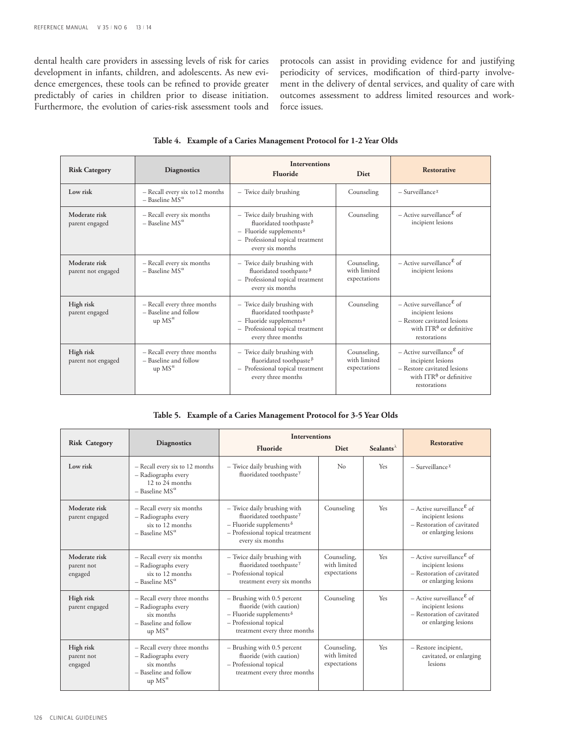dental health care providers in assessing levels of risk for caries development in infants, children, and adolescents. As new evidence emergences, these tools can be refined to provide greater predictably of caries in children prior to disease initiation. Furthermore, the evolution of caries-risk assessment tools and protocols can assist in providing evidence for and justifying periodicity of services, modification of third-party involvement in the delivery of dental services, and quality of care with outcomes assessment to address limited resources and workforce issues.

**Table 4. Example of a Caries Management Protocol for 1-2 Year Olds**

| Risk Category | Diagnostics | Interventions | | Restorative |
|---|---|---|---|---|
| | | Fluoride | Diet | |
| **Low risk** | – Recall every six to12 months<br>– Baseline MS[α] | – Twice daily brushing | Counseling | – Surveillance[χ] |
| **Moderate risk** parent engaged | – Recall every six months<br>– Baseline MS[α] | – Twice daily brushing with fluoridated toothpaste[β]<br>– Fluoride supplements[δ]<br>– Professional topical treatment every six months | Counseling | – Active surveillance[ε] of incipient lesions |
| **Moderate risk** parent not engaged | – Recall every six months<br>– Baseline MS[α] | – Twice daily brushing with fluoridated toothpaste[β]<br>– Professional topical treatment every six months | Counseling, with limited expectations | – Active surveillance[ε] of incipient lesions |
| **High risk** parent engaged | – Recall every three months<br>– Baseline and follow up MS[α] | – Twice daily brushing with fluoridated toothpaste[β]<br>– Fluoride supplements[δ]<br>– Professional topical treatment every three months | Counseling | – Active surveillance[ε] of incipient lesions<br>– Restore cavitated lesions with ITR[ϕ] or definitive restorations |
| **High risk** parent not engaged | – Recall every three months<br>– Baseline and follow up MS[α] | – Twice daily brushing with fluoridated toothpaste[β]<br>– Professional topical treatment every three months | Counseling, with limited expectations | – Active surveillance[ε] of incipient lesions<br>– Restore cavitated lesions with ITR[ϕ] or definitive restorations |

**Table 5. Example of a Caries Management Protocol for 3-5 Year Olds**

| Risk Category | Diagnostics | Interventions | | | Restorative |
|---|---|---|---|---|---|
| | | Fluoride | Diet | Sealants[λ] | |
| **Low risk** | – Recall every six to 12 months<br>– Radiographs every 12 to 24 months<br>– Baseline MS[α] | – Twice daily brushing with fluoridated toothpaste[γ] | No | Yes | – Surveillance[χ] |
| **Moderate risk** parent engaged | – Recall every six months<br>– Radiographs every six to 12 months<br>– Baseline MS[α] | – Twice daily brushing with fluoridated toothpaste[γ]<br>– Fluoride supplements[δ]<br>– Professional topical treatment every six months | Counseling | Yes | – Active surveillance[ε] of incipient lesions<br>– Restoration of cavitated or enlarging lesions |
| **Moderate risk** parent not engaged | – Recall every six months<br>– Radiographs every six to 12 months<br>– Baseline MS[α] | – Twice daily brushing with fluoridated toothpaste[γ]<br>– Professional topical treatment every six months | Counseling, with limited expectations | Yes | – Active surveillance[ε] of incipient lesions<br>– Restoration of cavitated or enlarging lesions |
| **High risk** parent engaged | – Recall every three months<br>– Radiographs every six months<br>– Baseline and follow up MS[α] | – Brushing with 0.5 percent fluoride (with caution)<br>– Fluoride supplements[δ]<br>– Professional topical treatment every three months | Counseling | Yes | – Active surveillance[ε] of incipient lesions<br>– Restoration of cavitated or enlarging lesions |
| **High risk** parent not engaged | – Recall every three months<br>– Radiographs every six months<br>– Baseline and follow up MS[α] | – Brushing with 0.5 percent fluoride (with caution)<br>– Professional topical treatment every three months | Counseling, with limited expectations | Yes | – Restore incipient, cavitated, or enlarging lesions |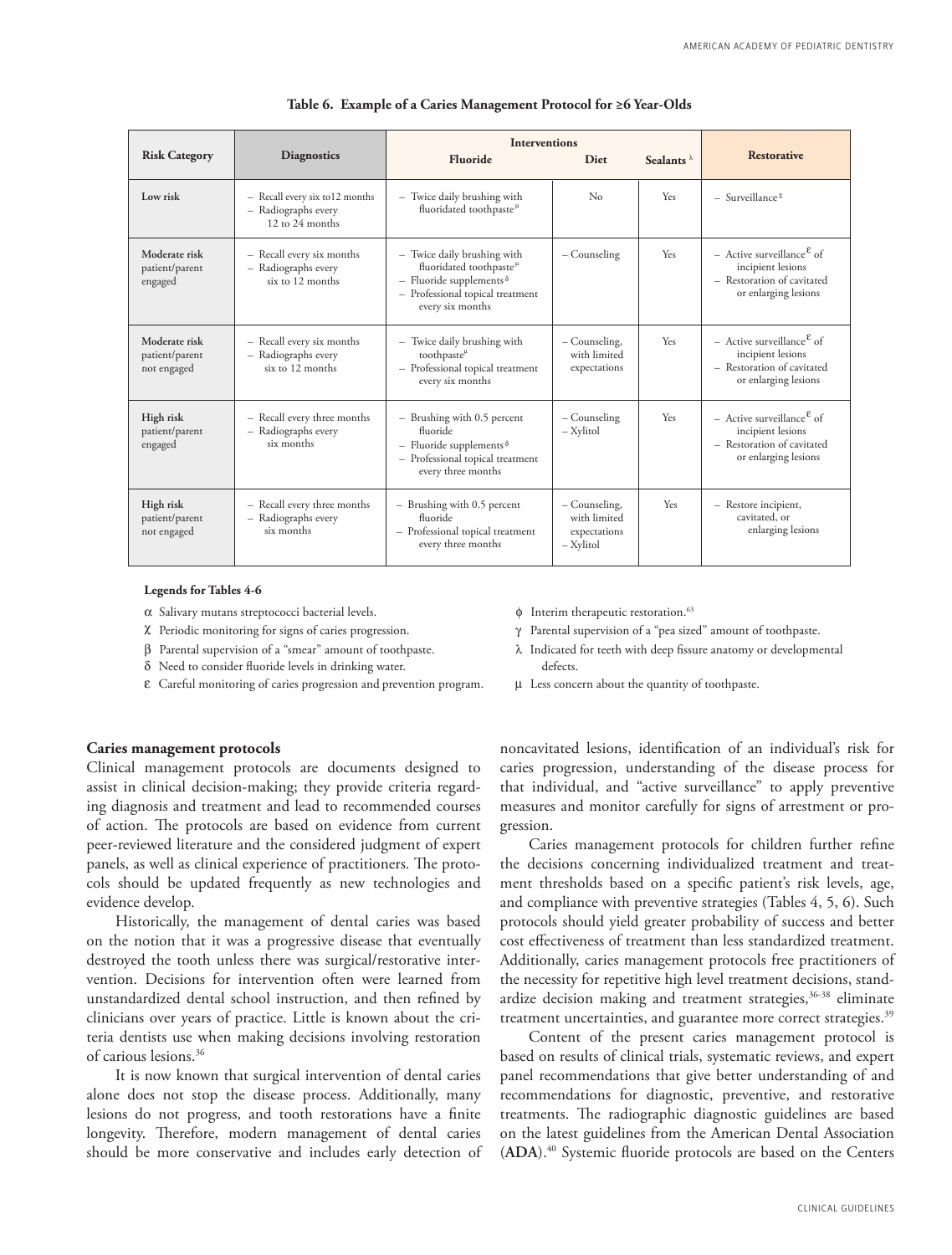**Table 6. Example of a Caries Management Protocol for ≥6 Year-Olds**

| Risk Category | Diagnostics | Interventions | | | Restorative |
|---|---|---|---|---|---|
| | | Fluoride | Diet | Sealants λ | |
| Low risk | – Recall every six to12 months<br>– Radiographs every 12 to 24 months | – Twice daily brushing with fluoridated toothpaste μ | No | Yes | – Surveillance χ |
| Moderate risk patient/parent engaged | – Recall every six months<br>– Radiographs every six to 12 months | – Twice daily brushing with fluoridated toothpaste μ<br>– Fluoride supplements δ<br>– Professional topical treatment every six months | – Counseling | Yes | – Active surveillance ε of incipient lesions<br>– Restoration of cavitated or enlarging lesions |
| Moderate risk patient/parent not engaged | – Recall every six months<br>– Radiographs every six to 12 months | – Twice daily brushing with toothpaste μ<br>– Professional topical treatment every six months | – Counseling, with limited expectations | Yes | – Active surveillance ε of incipient lesions<br>– Restoration of cavitated or enlarging lesions |
| High risk patient/parent engaged | – Recall every three months<br>– Radiographs every six months | – Brushing with 0.5 percent fluoride<br>– Fluoride supplements δ<br>– Professional topical treatment every three months | – Counseling<br>– Xylitol | Yes | – Active surveillance ε of incipient lesions<br>– Restoration of cavitated or enlarging lesions |
| High risk patient/parent not engaged | – Recall every three months<br>– Radiographs every six months | – Brushing with 0.5 percent fluoride<br>– Professional topical treatment every three months | – Counseling, with limited expectations<br>– Xylitol | Yes | – Restore incipient, cavitated, or enlarging lesions |

**Legends for Tables 4-6**

- α Salivary mutans streptococci bacterial levels.
- χ Periodic monitoring for signs of caries progression.
- β Parental supervision of a "smear" amount of toothpaste.
- δ Need to consider fluoride levels in drinking water.
- ε Careful monitoring of caries progression and prevention program.
- ϕ Interim therapeutic restoration.[63]
- γ Parental supervision of a "pea sized" amount of toothpaste.
- λ Indicated for teeth with deep fissure anatomy or developmental defects.
- μ Less concern about the quantity of toothpaste.

**Caries management protocols**

Clinical management protocols are documents designed to assist in clinical decision-making; they provide criteria regarding diagnosis and treatment and lead to recommended courses of action. The protocols are based on evidence from current peer-reviewed literature and the considered judgment of expert panels, as well as clinical experience of practitioners. The protocols should be updated frequently as new technologies and evidence develop.

Historically, the management of dental caries was based on the notion that it was a progressive disease that eventually destroyed the tooth unless there was surgical/restorative intervention. Decisions for intervention often were learned from unstandardized dental school instruction, and then refined by clinicians over years of practice. Little is known about the criteria dentists use when making decisions involving restoration of carious lesions.[36]

It is now known that surgical intervention of dental caries alone does not stop the disease process. Additionally, many lesions do not progress, and tooth restorations have a finite longevity. Therefore, modern management of dental caries should be more conservative and includes early detection of noncavitated lesions, identification of an individual's risk for caries progression, understanding of the disease process for that individual, and "active surveillance" to apply preventive measures and monitor carefully for signs of arrestment or progression.

Caries management protocols for children further refine the decisions concerning individualized treatment and treatment thresholds based on a specific patient's risk levels, age, and compliance with preventive strategies (Tables 4, 5, 6). Such protocols should yield greater probability of success and better cost effectiveness of treatment than less standardized treatment. Additionally, caries management protocols free practitioners of the necessity for repetitive high level treatment decisions, standardize decision making and treatment strategies,[36-38] eliminate treatment uncertainties, and guarantee more correct strategies.[39]

Content of the present caries management protocol is based on results of clinical trials, systematic reviews, and expert panel recommendations that give better understanding of and recommendations for diagnostic, preventive, and restorative treatments. The radiographic diagnostic guidelines are based on the latest guidelines from the American Dental Association (**ADA**).[40] Systemic fluoride protocols are based on the Centers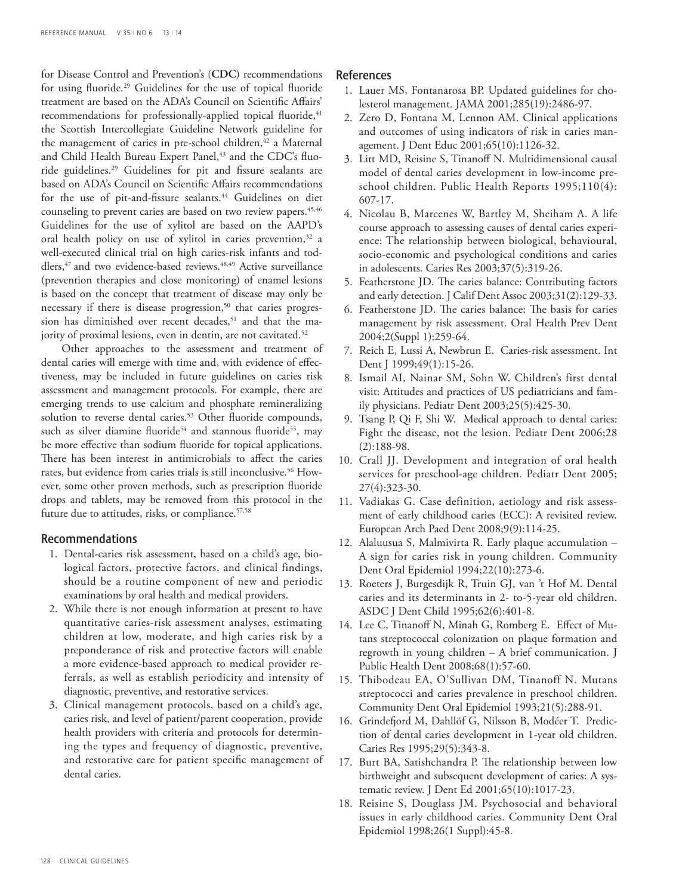for Disease Control and Prevention's (**CDC**) recommendations for using fluoride.[29] Guidelines for the use of topical fluoride treatment are based on the ADA's Council on Scientific Affairs' recommendations for professionally-applied topical fluoride,[41] the Scottish Intercollegiate Guideline Network guideline for the management of caries in pre-school children,[42] a Maternal and Child Health Bureau Expert Panel,[43] and the CDC's fluoride guidelines.[29] Guidelines for pit and fissure sealants are based on ADA's Council on Scientific Affairs recommendations for the use of pit-and-fissure sealants.[44] Guidelines on diet counseling to prevent caries are based on two review papers.[45,46] Guidelines for the use of xylitol are based on the AAPD's oral health policy on use of xylitol in caries prevention,[32] a well-executed clinical trial on high caries-risk infants and toddlers,[47] and two evidence-based reviews.[48,49] Active surveillance (prevention therapies and close monitoring) of enamel lesions is based on the concept that treatment of disease may only be necessary if there is disease progression,[50] that caries progression has diminished over recent decades,[51] and that the majority of proximal lesions, even in dentin, are not cavitated.[52]

Other approaches to the assessment and treatment of dental caries will emerge with time and, with evidence of effectiveness, may be included in future guidelines on caries risk assessment and management protocols. For example, there are emerging trends to use calcium and phosphate remineralizing solution to reverse dental caries.[53] Other fluoride compounds, such as silver diamine fluoride[54] and stannous fluoride[55], may be more effective than sodium fluoride for topical applications. There has been interest in antimicrobials to affect the caries rates, but evidence from caries trials is still inconclusive.[56] However, some other proven methods, such as prescription fluoride drops and tablets, may be removed from this protocol in the future due to attitudes, risks, or compliance.[57,58]

## Recommendations

1. Dental-caries risk assessment, based on a child's age, biological factors, protective factors, and clinical findings, should be a routine component of new and periodic examinations by oral health and medical providers.
2. While there is not enough information at present to have quantitative caries-risk assessment analyses, estimating children at low, moderate, and high caries risk by a preponderance of risk and protective factors will enable a more evidence-based approach to medical provider referrals, as well as establish periodicity and intensity of diagnostic, preventive, and restorative services.
3. Clinical management protocols, based on a child's age, caries risk, and level of patient/parent cooperation, provide health providers with criteria and protocols for determining the types and frequency of diagnostic, preventive, and restorative care for patient specific management of dental caries.

## References

1. Lauer MS, Fontanarosa BP. Updated guidelines for cholesterol management. JAMA 2001;285(19):2486-97.
2. Zero D, Fontana M, Lennon AM. Clinical applications and outcomes of using indicators of risk in caries management. J Dent Educ 2001;65(10):1126-32.
3. Litt MD, Reisine S, Tinanoff N. Multidimensional causal model of dental caries development in low-income preschool children. Public Health Reports 1995;110(4):607-17.
4. Nicolau B, Marcenes W, Bartley M, Sheiham A. A life course approach to assessing causes of dental caries experience: The relationship between biological, behavioural, socio-economic and psychological conditions and caries in adolescents. Caries Res 2003;37(5):319-26.
5. Featherstone JD. The caries balance: Contributing factors and early detection. J Calif Dent Assoc 2003;31(2):129-33.
6. Featherstone JD. The caries balance: The basis for caries management by risk assessment. Oral Health Prev Dent 2004;2(Suppl 1):259-64.
7. Reich E, Lussi A, Newbrun E. Caries-risk assessment. Int Dent J 1999;49(1):15-26.
8. Ismail AI, Nainar SM, Sohn W. Children's first dental visit: Attitudes and practices of US pediatricians and family physicians. Pediatr Dent 2003;25(5):425-30.
9. Tsang P, Qi F, Shi W. Medical approach to dental caries: Fight the disease, not the lesion. Pediatr Dent 2006;28(2):188-98.
10. Crall JJ. Development and integration of oral health services for preschool-age children. Pediatr Dent 2005;27(4):323-30.
11. Vadiakas G. Case definition, aetiology and risk assessment of early childhood caries (ECC): A revisited review. European Arch Paed Dent 2008;9(9):114-25.
12. Alaluusua S, Malmivirta R. Early plaque accumulation – A sign for caries risk in young children. Community Dent Oral Epidemiol 1994;22(10):273-6.
13. Roeters J, Burgesdijk R, Truin GJ, van 't Hof M. Dental caries and its determinants in 2- to-5-year old children. ASDC J Dent Child 1995;62(6):401-8.
14. Lee C, Tinanoff N, Minah G, Romberg E. Effect of Mutans streptococcal colonization on plaque formation and regrowth in young children – A brief communication. J Public Health Dent 2008;68(1):57-60.
15. Thibodeau EA, O'Sullivan DM, Tinanoff N. Mutans streptococci and caries prevalence in preschool children. Community Dent Oral Epidemiol 1993;21(5):288-91.
16. Grindefjord M, Dahllöf G, Nilsson B, Modéer T. Prediction of dental caries development in 1-year old children. Caries Res 1995;29(5):343-8.
17. Burt BA, Satishchandra P. The relationship between low birthweight and subsequent development of caries: A systematic review. J Dent Ed 2001;65(10):1017-23.
18. Reisine S, Douglass JM. Psychosocial and behavioral issues in early childhood caries. Community Dent Oral Epidemiol 1998;26(1 Suppl):45-8.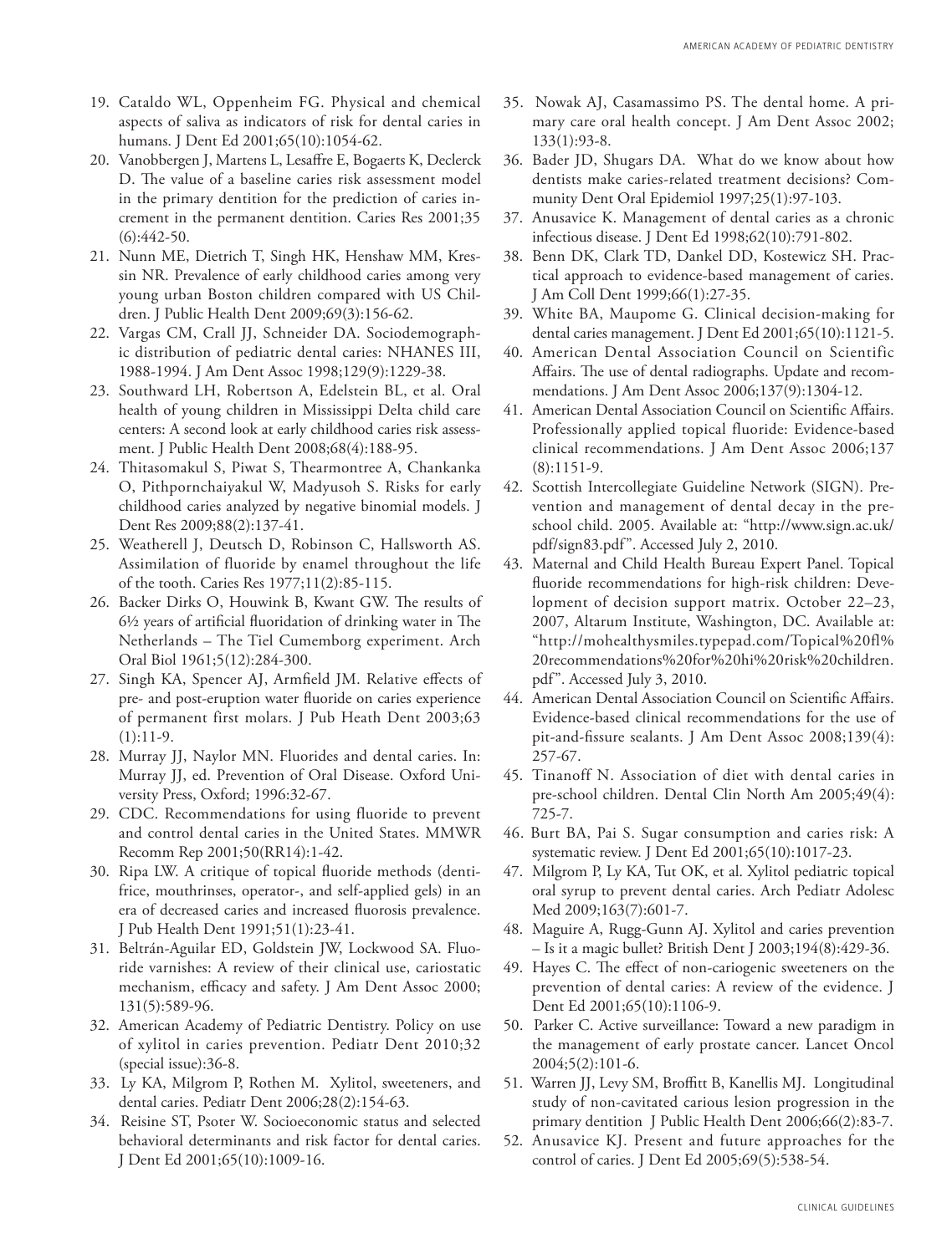19. Cataldo WL, Oppenheim FG. Physical and chemical aspects of saliva as indicators of risk for dental caries in humans. J Dent Ed 2001;65(10):1054-62.
20. Vanobbergen J, Martens L, Lesaffre E, Bogaerts K, Declerck D. The value of a baseline caries risk assessment model in the primary dentition for the prediction of caries increment in the permanent dentition. Caries Res 2001;35 (6):442-50.
21. Nunn ME, Dietrich T, Singh HK, Henshaw MM, Kressin NR. Prevalence of early childhood caries among very young urban Boston children compared with US Children. J Public Health Dent 2009;69(3):156-62.
22. Vargas CM, Crall JJ, Schneider DA. Sociodemographic distribution of pediatric dental caries: NHANES III, 1988-1994. J Am Dent Assoc 1998;129(9):1229-38.
23. Southward LH, Robertson A, Edelstein BL, et al. Oral health of young children in Mississippi Delta child care centers: A second look at early childhood caries risk assessment. J Public Health Dent 2008;68(4):188-95.
24. Thitasomakul S, Piwat S, Thearmontree A, Chankanka O, Pithpornchaiyakul W, Madyusoh S. Risks for early childhood caries analyzed by negative binomial models. J Dent Res 2009;88(2):137-41.
25. Weatherell J, Deutsch D, Robinson C, Hallsworth AS. Assimilation of fluoride by enamel throughout the life of the tooth. Caries Res 1977;11(2):85-115.
26. Backer Dirks O, Houwink B, Kwant GW. The results of 6½ years of artificial fluoridation of drinking water in The Netherlands – The Tiel Cumemborg experiment. Arch Oral Biol 1961;5(12):284-300.
27. Singh KA, Spencer AJ, Armfield JM. Relative effects of pre- and post-eruption water fluoride on caries experience of permanent first molars. J Pub Heath Dent 2003;63 (1):11-9.
28. Murray JJ, Naylor MN. Fluorides and dental caries. In: Murray JJ, ed. Prevention of Oral Disease. Oxford University Press, Oxford; 1996:32-67.
29. CDC. Recommendations for using fluoride to prevent and control dental caries in the United States. MMWR Recomm Rep 2001;50(RR14):1-42.
30. Ripa LW. A critique of topical fluoride methods (dentifrice, mouthrinses, operator-, and self-applied gels) in an era of decreased caries and increased fluorosis prevalence. J Pub Health Dent 1991;51(1):23-41.
31. Beltrán-Aguilar ED, Goldstein JW, Lockwood SA. Fluoride varnishes: A review of their clinical use, cariostatic mechanism, efficacy and safety. J Am Dent Assoc 2000; 131(5):589-96.
32. American Academy of Pediatric Dentistry. Policy on use of xylitol in caries prevention. Pediatr Dent 2010;32 (special issue):36-8.
33. Ly KA, Milgrom P, Rothen M. Xylitol, sweeteners, and dental caries. Pediatr Dent 2006;28(2):154-63.
34. Reisine ST, Psoter W. Socioeconomic status and selected behavioral determinants and risk factor for dental caries. J Dent Ed 2001;65(10):1009-16.
35. Nowak AJ, Casamassimo PS. The dental home. A primary care oral health concept. J Am Dent Assoc 2002; 133(1):93-8.
36. Bader JD, Shugars DA. What do we know about how dentists make caries-related treatment decisions? Community Dent Oral Epidemiol 1997;25(1):97-103.
37. Anusavice K. Management of dental caries as a chronic infectious disease. J Dent Ed 1998;62(10):791-802.
38. Benn DK, Clark TD, Dankel DD, Kostewicz SH. Practical approach to evidence-based management of caries. J Am Coll Dent 1999;66(1):27-35.
39. White BA, Maupome G. Clinical decision-making for dental caries management. J Dent Ed 2001;65(10):1121-5.
40. American Dental Association Council on Scientific Affairs. The use of dental radiographs. Update and recommendations. J Am Dent Assoc 2006;137(9):1304-12.
41. American Dental Association Council on Scientific Affairs. Professionally applied topical fluoride: Evidence-based clinical recommendations. J Am Dent Assoc 2006;137 (8):1151-9.
42. Scottish Intercollegiate Guideline Network (SIGN). Prevention and management of dental decay in the preschool child. 2005. Available at: "http://www.sign.ac.uk/pdf/sign83.pdf". Accessed July 2, 2010.
43. Maternal and Child Health Bureau Expert Panel. Topical fluoride recommendations for high-risk children: Development of decision support matrix. October 22–23, 2007, Altarum Institute, Washington, DC. Available at: "http://mohealthysmiles.typepad.com/Topical%20fl%20recommendations%20for%20hi%20risk%20children.pdf". Accessed July 3, 2010.
44. American Dental Association Council on Scientific Affairs. Evidence-based clinical recommendations for the use of pit-and-fissure sealants. J Am Dent Assoc 2008;139(4): 257-67.
45. Tinanoff N. Association of diet with dental caries in pre-school children. Dental Clin North Am 2005;49(4): 725-7.
46. Burt BA, Pai S. Sugar consumption and caries risk: A systematic review. J Dent Ed 2001;65(10):1017-23.
47. Milgrom P, Ly KA, Tut OK, et al. Xylitol pediatric topical oral syrup to prevent dental caries. Arch Pediatr Adolesc Med 2009;163(7):601-7.
48. Maguire A, Rugg-Gunn AJ. Xylitol and caries prevention – Is it a magic bullet? British Dent J 2003;194(8):429-36.
49. Hayes C. The effect of non-cariogenic sweeteners on the prevention of dental caries: A review of the evidence. J Dent Ed 2001;65(10):1106-9.
50. Parker C. Active surveillance: Toward a new paradigm in the management of early prostate cancer. Lancet Oncol 2004;5(2):101-6.
51. Warren JJ, Levy SM, Broffitt B, Kanellis MJ. Longitudinal study of non-cavitated carious lesion progression in the primary dentition J Public Health Dent 2006;66(2):83-7.
52. Anusavice KJ. Present and future approaches for the control of caries. J Dent Ed 2005;69(5):538-54.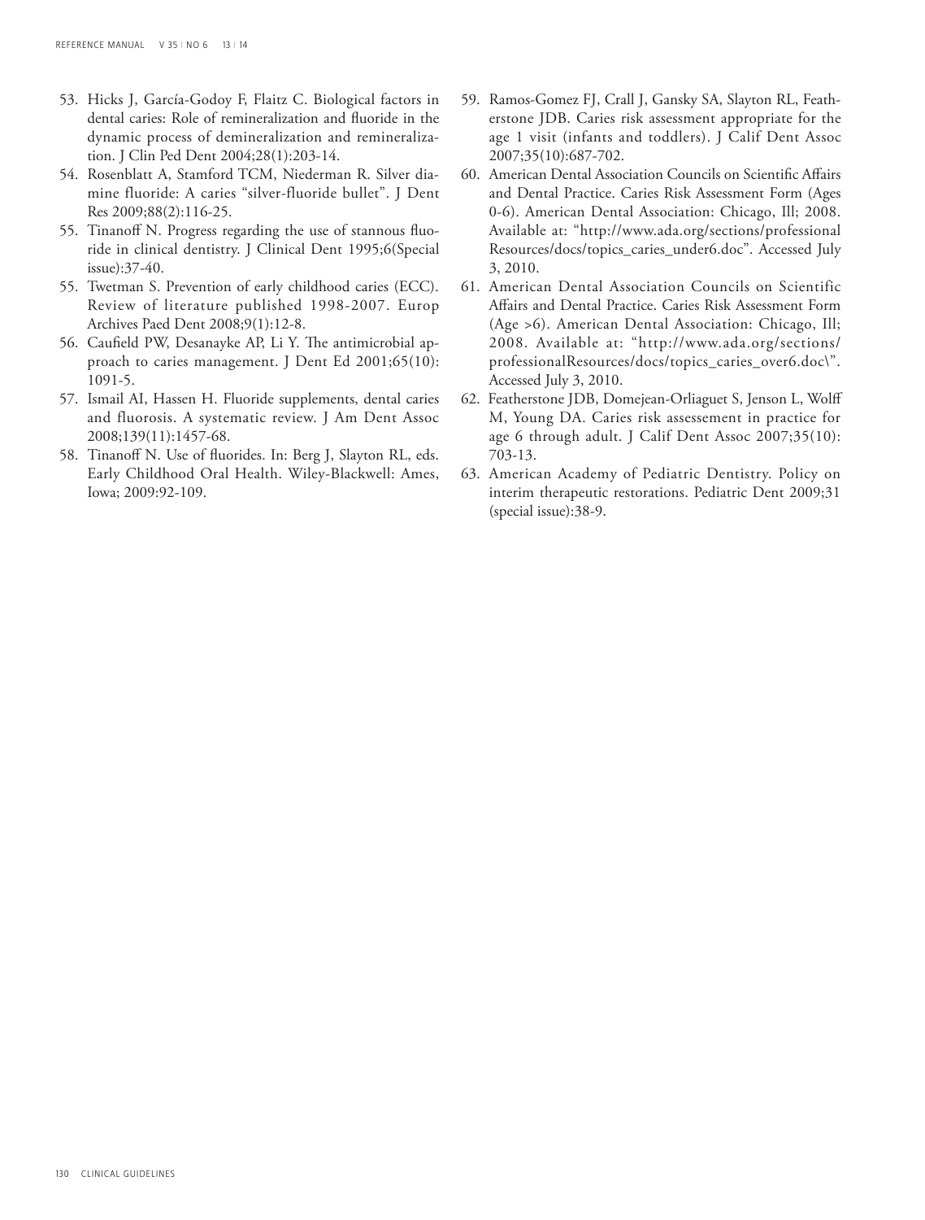53. Hicks J, García-Godoy F, Flaitz C. Biological factors in dental caries: Role of remineralization and fluoride in the dynamic process of demineralization and remineralization. J Clin Ped Dent 2004;28(1):203-14.
54. Rosenblatt A, Stamford TCM, Niederman R. Silver diamine fluoride: A caries "silver-fluoride bullet". J Dent Res 2009;88(2):116-25.
55. Tinanoff N. Progress regarding the use of stannous fluoride in clinical dentistry. J Clinical Dent 1995;6(Special issue):37-40.
55. Twetman S. Prevention of early childhood caries (ECC). Review of literature published 1998-2007. Europ Archives Paed Dent 2008;9(1):12-8.
56. Caufield PW, Desanayke AP, Li Y. The antimicrobial approach to caries management. J Dent Ed 2001;65(10): 1091-5.
57. Ismail AI, Hassen H. Fluoride supplements, dental caries and fluorosis. A systematic review. J Am Dent Assoc 2008;139(11):1457-68.
58. Tinanoff N. Use of fluorides. In: Berg J, Slayton RL, eds. Early Childhood Oral Health. Wiley-Blackwell: Ames, Iowa; 2009:92-109.
59. Ramos-Gomez FJ, Crall J, Gansky SA, Slayton RL, Featherstone JDB. Caries risk assessment appropriate for the age 1 visit (infants and toddlers). J Calif Dent Assoc 2007;35(10):687-702.
60. American Dental Association Councils on Scientific Affairs and Dental Practice. Caries Risk Assessment Form (Ages 0-6). American Dental Association: Chicago, Ill; 2008. Available at: "http://www.ada.org/sections/professional Resources/docs/topics_caries_under6.doc". Accessed July 3, 2010.
61. American Dental Association Councils on Scientific Affairs and Dental Practice. Caries Risk Assessment Form (Age >6). American Dental Association: Chicago, Ill; 2008. Available at: "http://www.ada.org/sections/professionalResources/docs/topics_caries_over6.doc\". Accessed July 3, 2010.
62. Featherstone JDB, Domejean-Orliaguet S, Jenson L, Wolff M, Young DA. Caries risk assessement in practice for age 6 through adult. J Calif Dent Assoc 2007;35(10): 703-13.
63. American Academy of Pediatric Dentistry. Policy on interim therapeutic restorations. Pediatric Dent 2009;31 (special issue):38-9.